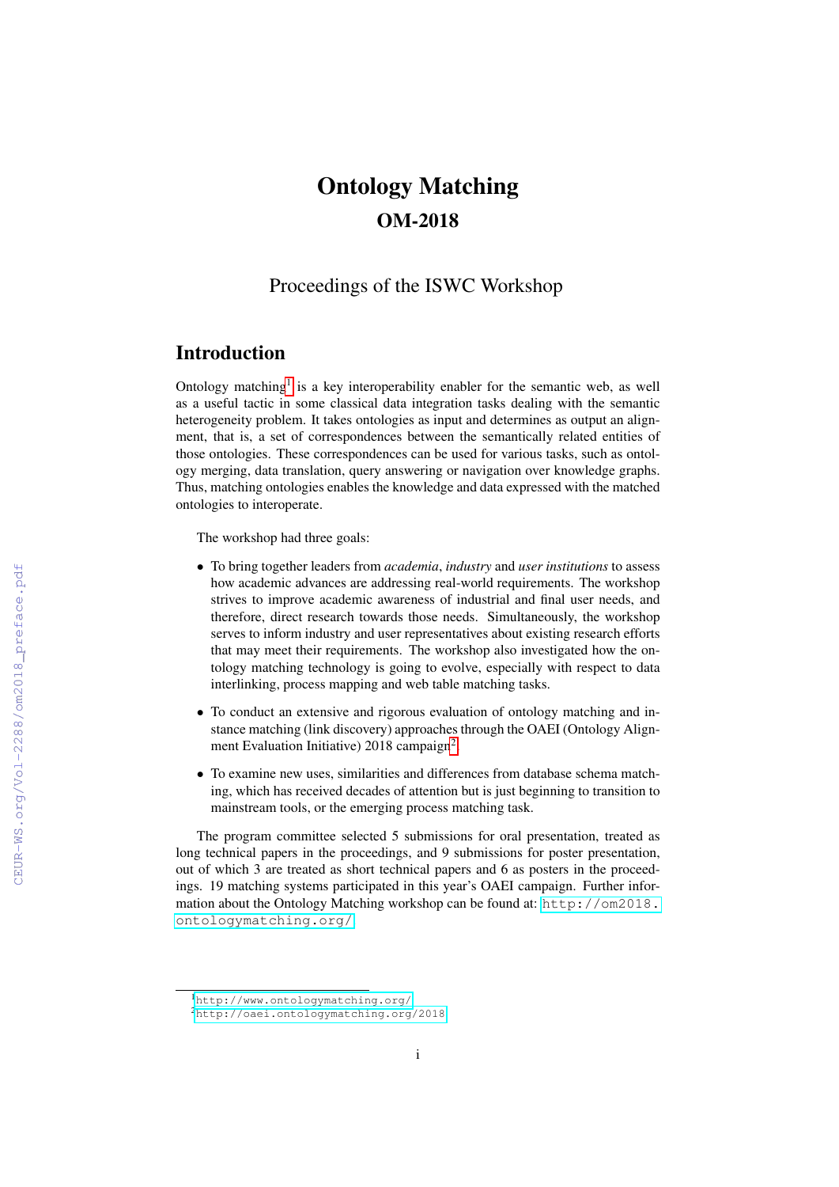# Ontology Matching

## OM-2018

Proceedings of the ISWC Workshop

## Introduction

Ontology matching[1] is a key interoperability enabler for the semantic web, as well as a useful tactic in some classical data integration tasks dealing with the semantic heterogeneity problem. It takes ontologies as input and determines as output an alignment, that is, a set of correspondences between the semantically related entities of those ontologies. These correspondences can be used for various tasks, such as ontology merging, data translation, query answering or navigation over knowledge graphs. Thus, matching ontologies enables the knowledge and data expressed with the matched ontologies to interoperate.

The workshop had three goals:

- To bring together leaders from *academia*, *industry* and *user institutions* to assess how academic advances are addressing real-world requirements. The workshop strives to improve academic awareness of industrial and final user needs, and therefore, direct research towards those needs. Simultaneously, the workshop serves to inform industry and user representatives about existing research efforts that may meet their requirements. The workshop also investigated how the ontology matching technology is going to evolve, especially with respect to data interlinking, process mapping and web table matching tasks.
- To conduct an extensive and rigorous evaluation of ontology matching and instance matching (link discovery) approaches through the OAEI (Ontology Alignment Evaluation Initiative) 2018 campaign[2].
- To examine new uses, similarities and differences from database schema matching, which has received decades of attention but is just beginning to transition to mainstream tools, or the emerging process matching task.

The program committee selected 5 submissions for oral presentation, treated as long technical papers in the proceedings, and 9 submissions for poster presentation, out of which 3 are treated as short technical papers and 6 as posters in the proceedings. 19 matching systems participated in this year's OAEI campaign. Further information about the Ontology Matching workshop can be found at: http://om2018.ontologymatching.org/

[1] http://www.ontologymatching.org/

[2] http://oaei.ontologymatching.org/2018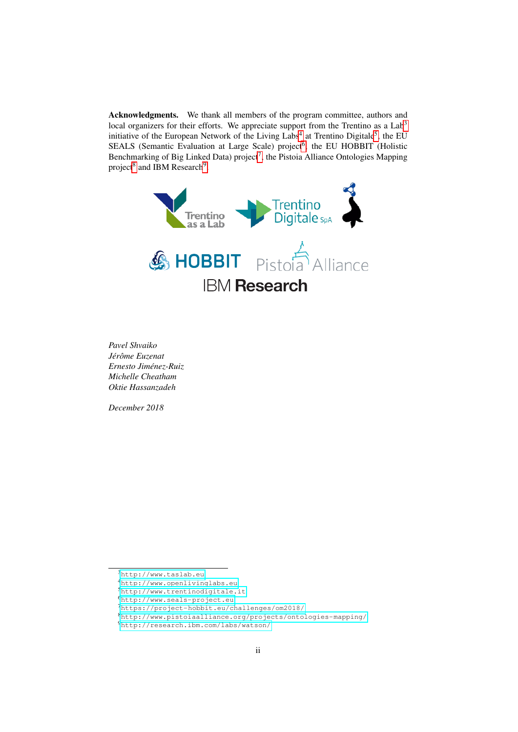**Acknowledgments.** We thank all members of the program committee, authors and local organizers for their efforts. We appreciate support from the Trentino as a Lab[3] initiative of the European Network of the Living Labs[4] at Trentino Digitale[5], the EU SEALS (Semantic Evaluation at Large Scale) project[6], the EU HOBBIT (Holistic Benchmarking of Big Linked Data) project[7], the Pistoia Alliance Ontologies Mapping project[8] and IBM Research[9].

*Pavel Shvaiko*
*Jérôme Euzenat*
*Ernesto Jiménez-Ruiz*
*Michelle Cheatham*
*Oktie Hassanzadeh*

*December 2018*

---

[3] http://www.taslab.eu
[4] http://www.openlivinglabs.eu
[5] http://www.trentinodigitale.it
[6] http://www.seals-project.eu
[7] https://project-hobbit.eu/challenges/om2018/
[8] http://www.pistoiaalliance.org/projects/ontologies-mapping/
[9] http://research.ibm.com/labs/watson/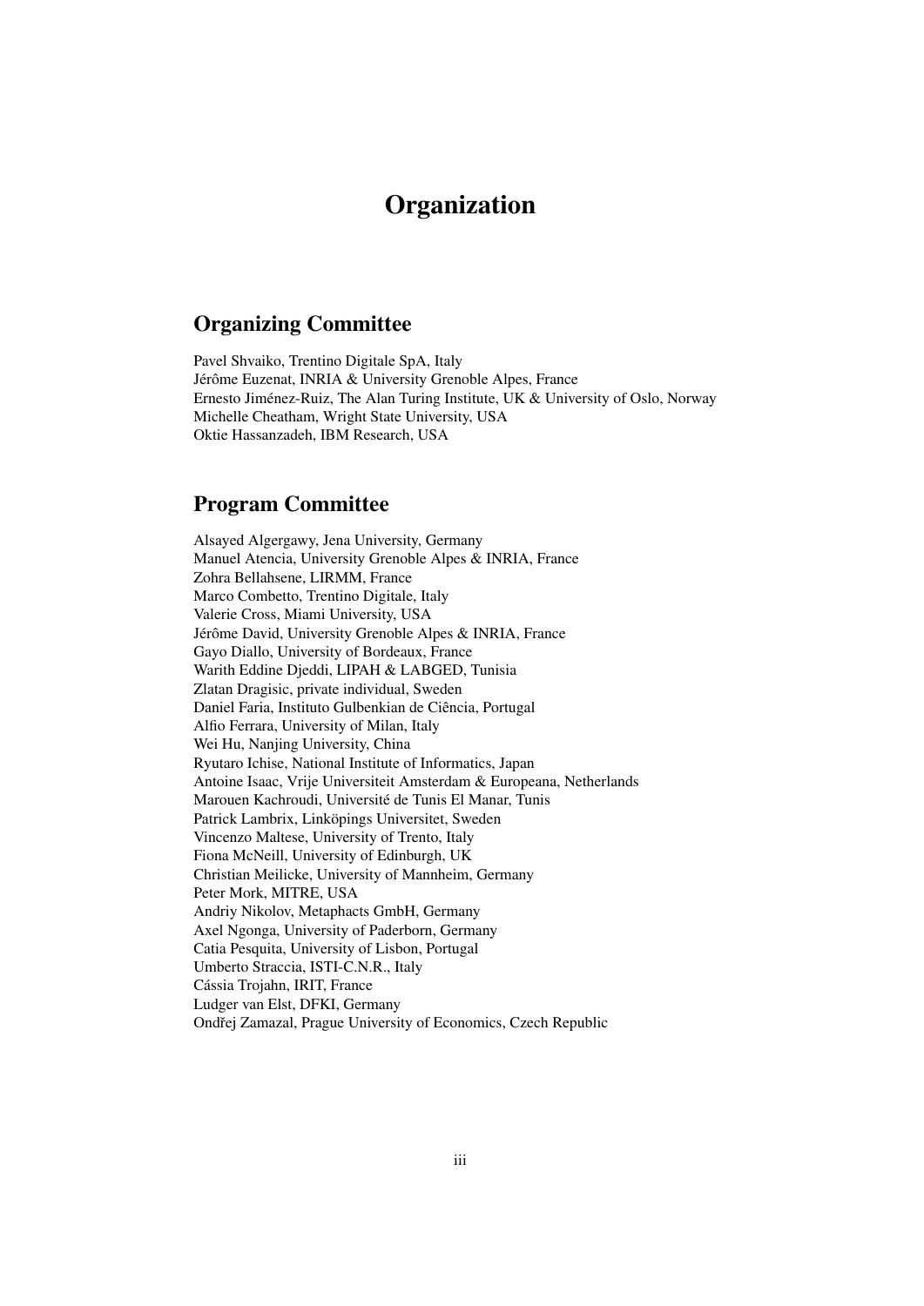# Organization

## Organizing Committee

Pavel Shvaiko, Trentino Digitale SpA, Italy
Jérôme Euzenat, INRIA & University Grenoble Alpes, France
Ernesto Jiménez-Ruiz, The Alan Turing Institute, UK & University of Oslo, Norway
Michelle Cheatham, Wright State University, USA
Oktie Hassanzadeh, IBM Research, USA

## Program Committee

Alsayed Algergawy, Jena University, Germany
Manuel Atencia, University Grenoble Alpes & INRIA, France
Zohra Bellahsene, LIRMM, France
Marco Combetto, Trentino Digitale, Italy
Valerie Cross, Miami University, USA
Jérôme David, University Grenoble Alpes & INRIA, France
Gayo Diallo, University of Bordeaux, France
Warith Eddine Djeddi, LIPAH & LABGED, Tunisia
Zlatan Dragisic, private individual, Sweden
Daniel Faria, Instituto Gulbenkian de Ciência, Portugal
Alfio Ferrara, University of Milan, Italy
Wei Hu, Nanjing University, China
Ryutaro Ichise, National Institute of Informatics, Japan
Antoine Isaac, Vrije Universiteit Amsterdam & Europeana, Netherlands
Marouen Kachroudi, Université de Tunis El Manar, Tunis
Patrick Lambrix, Linköpings Universitet, Sweden
Vincenzo Maltese, University of Trento, Italy
Fiona McNeill, University of Edinburgh, UK
Christian Meilicke, University of Mannheim, Germany
Peter Mork, MITRE, USA
Andriy Nikolov, Metaphacts GmbH, Germany
Axel Ngonga, University of Paderborn, Germany
Catia Pesquita, University of Lisbon, Portugal
Umberto Straccia, ISTI-C.N.R., Italy
Cássia Trojahn, IRIT, France
Ludger van Elst, DFKI, Germany
Ondřej Zamazal, Prague University of Economics, Czech Republic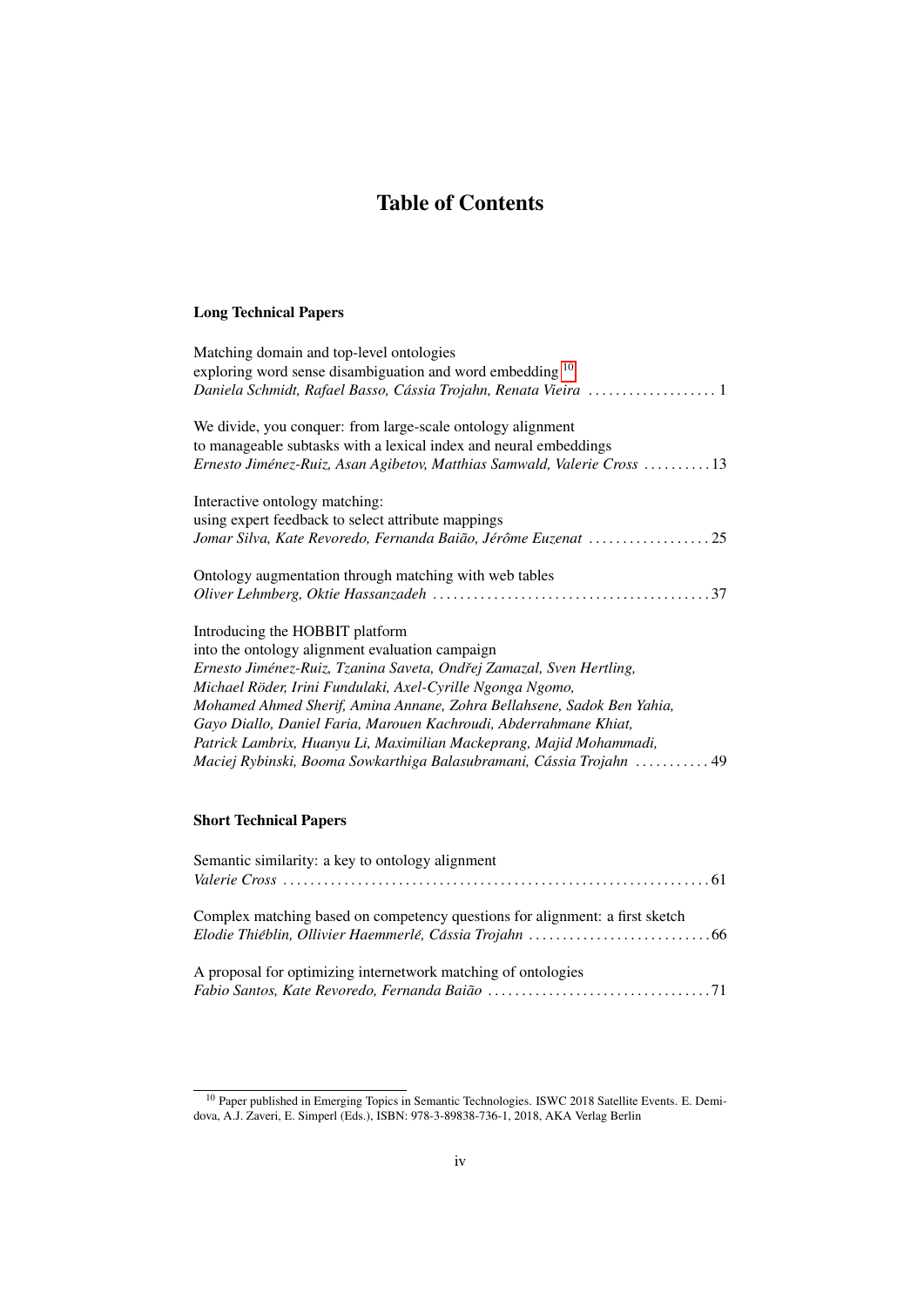# Table of Contents

## Long Technical Papers

Matching domain and top-level ontologies
exploring word sense disambiguation and word embedding [10]
*Daniela Schmidt, Rafael Basso, Cássia Trojahn, Renata Vieira* . . . . . . . . . . . . . . . . . . . 1

We divide, you conquer: from large-scale ontology alignment
to manageable subtasks with a lexical index and neural embeddings
*Ernesto Jiménez-Ruiz, Asan Agibetov, Matthias Samwald, Valerie Cross* . . . . . . . . . . 13

Interactive ontology matching:
using expert feedback to select attribute mappings
*Jomar Silva, Kate Revoredo, Fernanda Baião, Jérôme Euzenat* . . . . . . . . . . . . . . . . . . 25

Ontology augmentation through matching with web tables
*Oliver Lehmberg, Oktie Hassanzadeh* . . . . . . . . . . . . . . . . . . . . . . . . . . . . . . . . . . . . . . . . . 37

Introducing the HOBBIT platform
into the ontology alignment evaluation campaign
*Ernesto Jiménez-Ruiz, Tzanina Saveta, Ondřej Zamazal, Sven Hertling,*
*Michael Röder, Irini Fundulaki, Axel-Cyrille Ngonga Ngomo,*
*Mohamed Ahmed Sherif, Amina Annane, Zohra Bellahsene, Sadok Ben Yahia,*
*Gayo Diallo, Daniel Faria, Marouen Kachroudi, Abderrahmane Khiat,*
*Patrick Lambrix, Huanyu Li, Maximilian Mackeprang, Majid Mohammadi,*
*Maciej Rybinski, Booma Sowkarthiga Balasubramani, Cássia Trojahn* . . . . . . . . . . . 49

## Short Technical Papers

Semantic similarity: a key to ontology alignment
*Valerie Cross* . . . . . . . . . . . . . . . . . . . . . . . . . . . . . . . . . . . . . . . . . . . . . . . . . . . . . . . . . . . . . . . 61

Complex matching based on competency questions for alignment: a first sketch
*Elodie Thiéblin, Ollivier Haemmerlé, Cássia Trojahn* . . . . . . . . . . . . . . . . . . . . . . . . . . . 66

A proposal for optimizing internetwork matching of ontologies
*Fabio Santos, Kate Revoredo, Fernanda Baião* . . . . . . . . . . . . . . . . . . . . . . . . . . . . . . . . . 71

---

[10] Paper published in Emerging Topics in Semantic Technologies. ISWC 2018 Satellite Events. E. Demidova, A.J. Zaveri, E. Simperl (Eds.), ISBN: 978-3-89838-736-1, 2018, AKA Verlag Berlin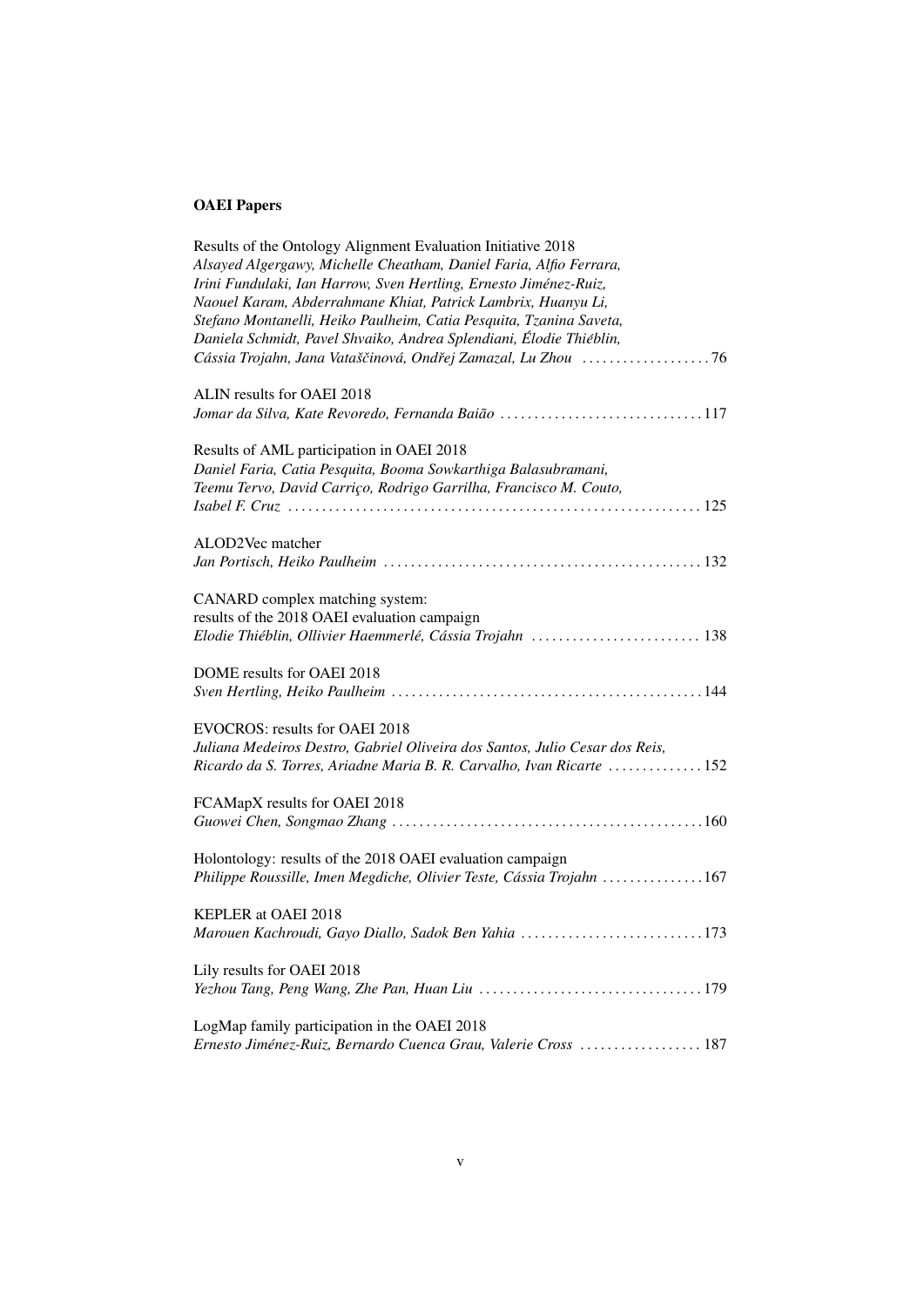## OAEI Papers

Results of the Ontology Alignment Evaluation Initiative 2018
*Alsayed Algergawy, Michelle Cheatham, Daniel Faria, Alfio Ferrara, Irini Fundulaki, Ian Harrow, Sven Hertling, Ernesto Jiménez-Ruiz, Naouel Karam, Abderrahmane Khiat, Patrick Lambrix, Huanyu Li, Stefano Montanelli, Heiko Paulheim, Catia Pesquita, Tzanina Saveta, Daniela Schmidt, Pavel Shvaiko, Andrea Splendiani, Élodie Thiéblin, Cássia Trojahn, Jana Vataščinová, Ondřej Zamazal, Lu Zhou* . . . . . . . . . . . . . . . . . . . 76

ALIN results for OAEI 2018
*Jomar da Silva, Kate Revoredo, Fernanda Baião* . . . . . . . . . . . . . . . . . . . . . . . . . . . . . . 117

Results of AML participation in OAEI 2018
*Daniel Faria, Catia Pesquita, Booma Sowkarthiga Balasubramani, Teemu Tervo, David Carriço, Rodrigo Garrilha, Francisco M. Couto, Isabel F. Cruz* . . . . . . . . . . . . . . . . . . . . . . . . . . . . . . . . . . . . . . . . . . . . . . . . . . . . . . . . . . . . 125

ALOD2Vec matcher
*Jan Portisch, Heiko Paulheim* . . . . . . . . . . . . . . . . . . . . . . . . . . . . . . . . . . . . . . . . . . . . . . . 132

CANARD complex matching system: results of the 2018 OAEI evaluation campaign
*Elodie Thiéblin, Ollivier Haemmerlé, Cássia Trojahn* . . . . . . . . . . . . . . . . . . . . . . . . . 138

DOME results for OAEI 2018
*Sven Hertling, Heiko Paulheim* . . . . . . . . . . . . . . . . . . . . . . . . . . . . . . . . . . . . . . . . . . . . . . 144

EVOCROS: results for OAEI 2018
*Juliana Medeiros Destro, Gabriel Oliveira dos Santos, Julio Cesar dos Reis, Ricardo da S. Torres, Ariadne Maria B. R. Carvalho, Ivan Ricarte* . . . . . . . . . . . . . . 152

FCAMapX results for OAEI 2018
*Guowei Chen, Songmao Zhang* . . . . . . . . . . . . . . . . . . . . . . . . . . . . . . . . . . . . . . . . . . . . . . 160

Holontology: results of the 2018 OAEI evaluation campaign
*Philippe Roussille, Imen Megdiche, Olivier Teste, Cássia Trojahn* . . . . . . . . . . . . . . . 167

KEPLER at OAEI 2018
*Marouen Kachroudi, Gayo Diallo, Sadok Ben Yahia* . . . . . . . . . . . . . . . . . . . . . . . . . . . 173

Lily results for OAEI 2018
*Yezhou Tang, Peng Wang, Zhe Pan, Huan Liu* . . . . . . . . . . . . . . . . . . . . . . . . . . . . . . . . . 179

LogMap family participation in the OAEI 2018
*Ernesto Jiménez-Ruiz, Bernardo Cuenca Grau, Valerie Cross* . . . . . . . . . . . . . . . . . . 187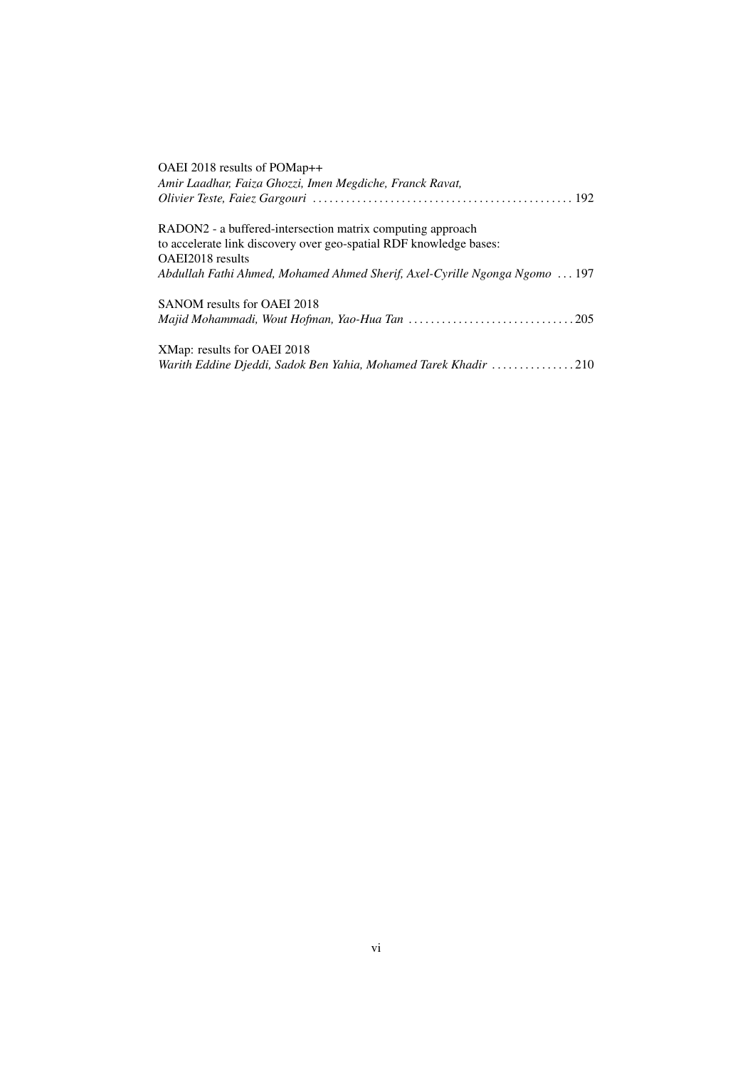OAEI 2018 results of POMap++
*Amir Laadhar, Faiza Ghozzi, Imen Megdiche, Franck Ravat, Olivier Teste, Faiez Gargouri* . . . . . . . . . . . . . . . . . . . . . . . . . . . . . . . . . . . . . . . . . . . . . . 192

RADON2 - a buffered-intersection matrix computing approach to accelerate link discovery over geo-spatial RDF knowledge bases: OAEI2018 results
*Abdullah Fathi Ahmed, Mohamed Ahmed Sherif, Axel-Cyrille Ngonga Ngomo* . . . 197

SANOM results for OAEI 2018
*Majid Mohammadi, Wout Hofman, Yao-Hua Tan* . . . . . . . . . . . . . . . . . . . . . . . . . . . . . 205

XMap: results for OAEI 2018
*Warith Eddine Djeddi, Sadok Ben Yahia, Mohamed Tarek Khadir* . . . . . . . . . . . . . . . 210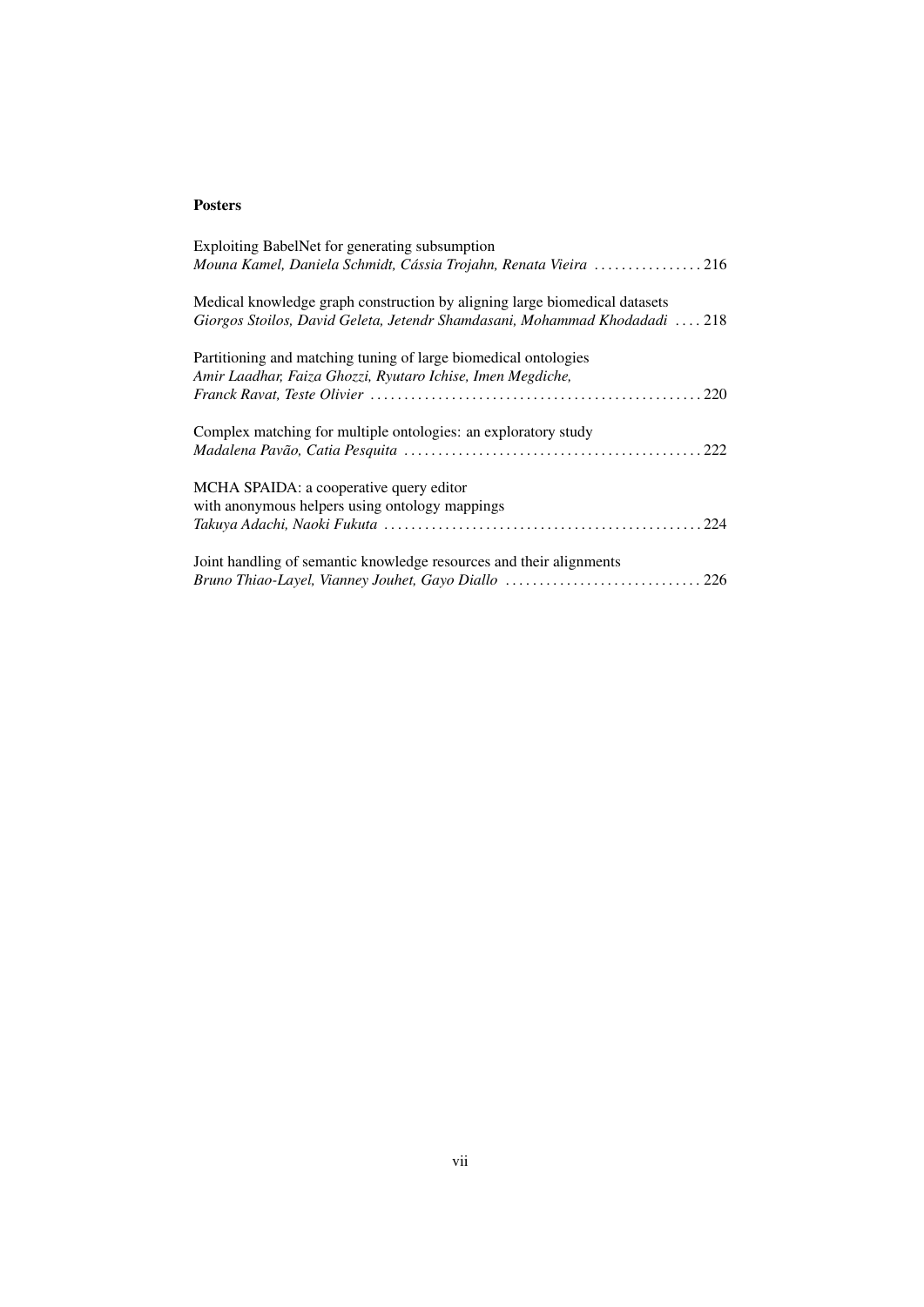## Posters

Exploiting BabelNet for generating subsumption
*Mouna Kamel, Daniela Schmidt, Cássia Trojahn, Renata Vieira* ................ 216

Medical knowledge graph construction by aligning large biomedical datasets
*Giorgos Stoilos, David Geleta, Jetendr Shamdasani, Mohammad Khodadadi* .... 218

Partitioning and matching tuning of large biomedical ontologies
*Amir Laadhar, Faiza Ghozzi, Ryutaro Ichise, Imen Megdiche,*
*Franck Ravat, Teste Olivier* ................................................ 220

Complex matching for multiple ontologies: an exploratory study
*Madalena Pavão, Catia Pesquita* ........................................... 222

MCHA SPAIDA: a cooperative query editor
with anonymous helpers using ontology mappings
*Takuya Adachi, Naoki Fukuta* .............................................. 224

Joint handling of semantic knowledge resources and their alignments
*Bruno Thiao-Layel, Vianney Jouhet, Gayo Diallo* ............................ 226